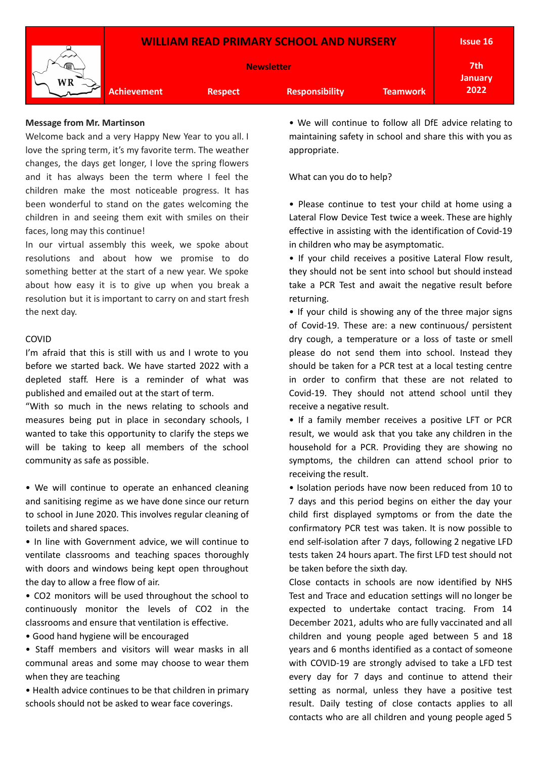# WILLIAM READ PRIMARY SCHOOL AND NURSERY

**Newsletter**

**Issue 16** | **7th January 2022**

**Achievement** | **Respect** | **Responsibility** | **Teamwork**

**Message from Mr. Martinson**

Welcome back and a very Happy New Year to you all. I love the spring term, it's my favorite term. The weather changes, the days get longer, I love the spring flowers and it has always been the term where I feel the children make the most noticeable progress. It has been wonderful to stand on the gates welcoming the children in and seeing them exit with smiles on their faces, long may this continue!

In our virtual assembly this week, we spoke about resolutions and about how we promise to do something better at the start of a new year. We spoke about how easy it is to give up when you break a resolution but it is important to carry on and start fresh the next day.

COVID

I'm afraid that this is still with us and I wrote to you before we started back. We have started 2022 with a depleted staff. Here is a reminder of what was published and emailed out at the start of term.

"With so much in the news relating to schools and measures being put in place in secondary schools, I wanted to take this opportunity to clarify the steps we will be taking to keep all members of the school community as safe as possible.

- We will continue to operate an enhanced cleaning and sanitising regime as we have done since our return to school in June 2020. This involves regular cleaning of toilets and shared spaces.
- In line with Government advice, we will continue to ventilate classrooms and teaching spaces thoroughly with doors and windows being kept open throughout the day to allow a free flow of air.
- CO2 monitors will be used throughout the school to continuously monitor the levels of CO2 in the classrooms and ensure that ventilation is effective.
- Good hand hygiene will be encouraged
- Staff members and visitors will wear masks in all communal areas and some may choose to wear them when they are teaching
- Health advice continues to be that children in primary schools should not be asked to wear face coverings.
- We will continue to follow all DfE advice relating to maintaining safety in school and share this with you as appropriate.

What can you do to help?

- Please continue to test your child at home using a Lateral Flow Device Test twice a week. These are highly effective in assisting with the identification of Covid-19 in children who may be asymptomatic.
- If your child receives a positive Lateral Flow result, they should not be sent into school but should instead take a PCR Test and await the negative result before returning.
- If your child is showing any of the three major signs of Covid-19. These are: a new continuous/ persistent dry cough, a temperature or a loss of taste or smell please do not send them into school. Instead they should be taken for a PCR test at a local testing centre in order to confirm that these are not related to Covid-19. They should not attend school until they receive a negative result.
- If a family member receives a positive LFT or PCR result, we would ask that you take any children in the household for a PCR. Providing they are showing no symptoms, the children can attend school prior to receiving the result.
- Isolation periods have now been reduced from 10 to 7 days and this period begins on either the day your child first displayed symptoms or from the date the confirmatory PCR test was taken. It is now possible to end self-isolation after 7 days, following 2 negative LFD tests taken 24 hours apart. The first LFD test should not be taken before the sixth day.

Close contacts in schools are now identified by NHS Test and Trace and education settings will no longer be expected to undertake contact tracing. From 14 December 2021, adults who are fully vaccinated and all children and young people aged between 5 and 18 years and 6 months identified as a contact of someone with COVID-19 are strongly advised to take a LFD test every day for 7 days and continue to attend their setting as normal, unless they have a positive test result. Daily testing of close contacts applies to all contacts who are all children and young people aged 5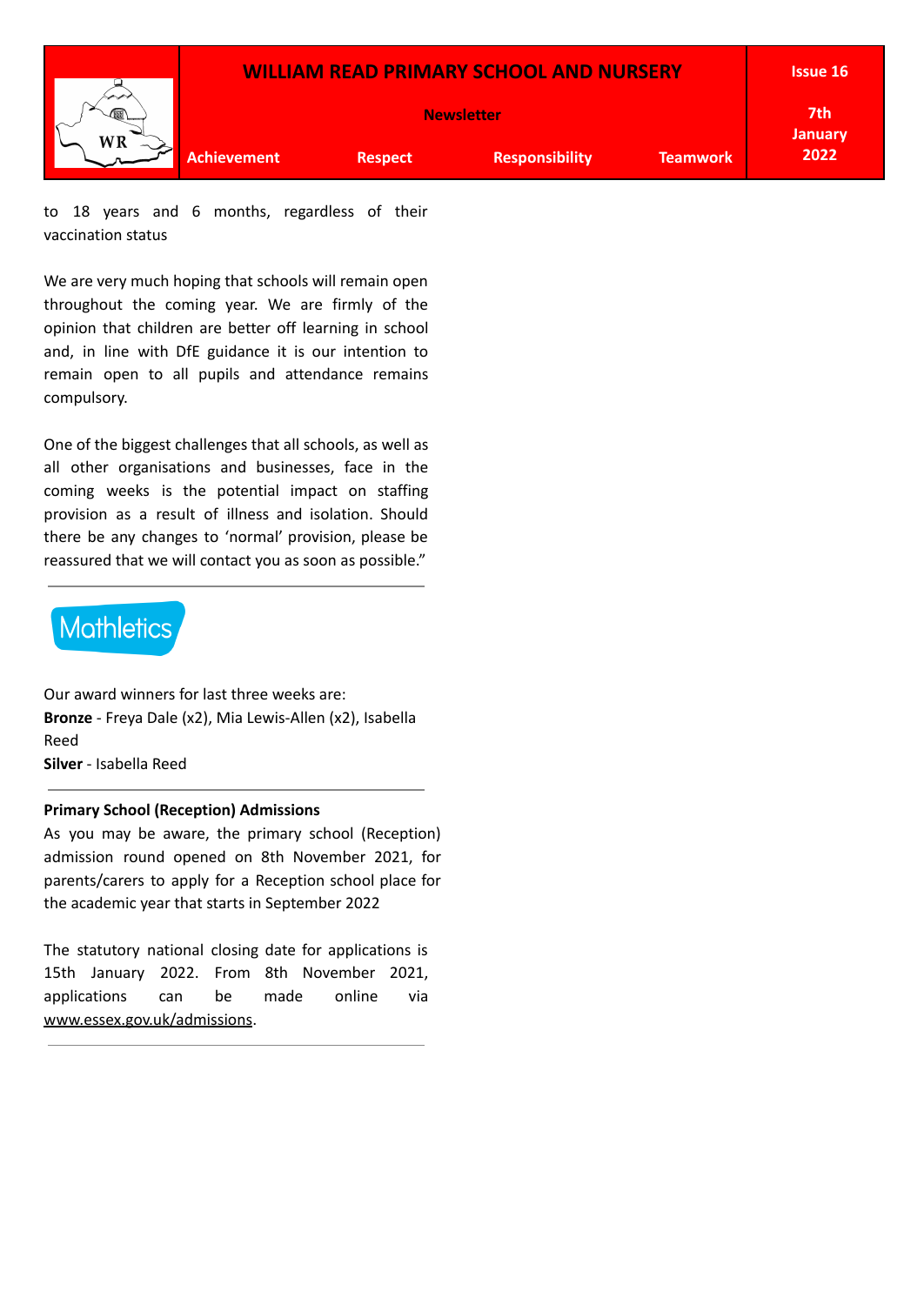to 18 years and 6 months, regardless of their vaccination status

We are very much hoping that schools will remain open throughout the coming year. We are firmly of the opinion that children are better off learning in school and, in line with DfE guidance it is our intention to remain open to all pupils and attendance remains compulsory.

One of the biggest challenges that all schools, as well as all other organisations and businesses, face in the coming weeks is the potential impact on staffing provision as a result of illness and isolation. Should there be any changes to 'normal' provision, please be reassured that we will contact you as soon as possible."

---

## Mathletics

Our award winners for last three weeks are:
**Bronze** - Freya Dale (x2), Mia Lewis-Allen (x2), Isabella Reed
**Silver** - Isabella Reed

---

**Primary School (Reception) Admissions**
As you may be aware, the primary school (Reception) admission round opened on 8th November 2021, for parents/carers to apply for a Reception school place for the academic year that starts in September 2022

The statutory national closing date for applications is 15th January 2022. From 8th November 2021, applications can be made online via www.essex.gov.uk/admissions.

---